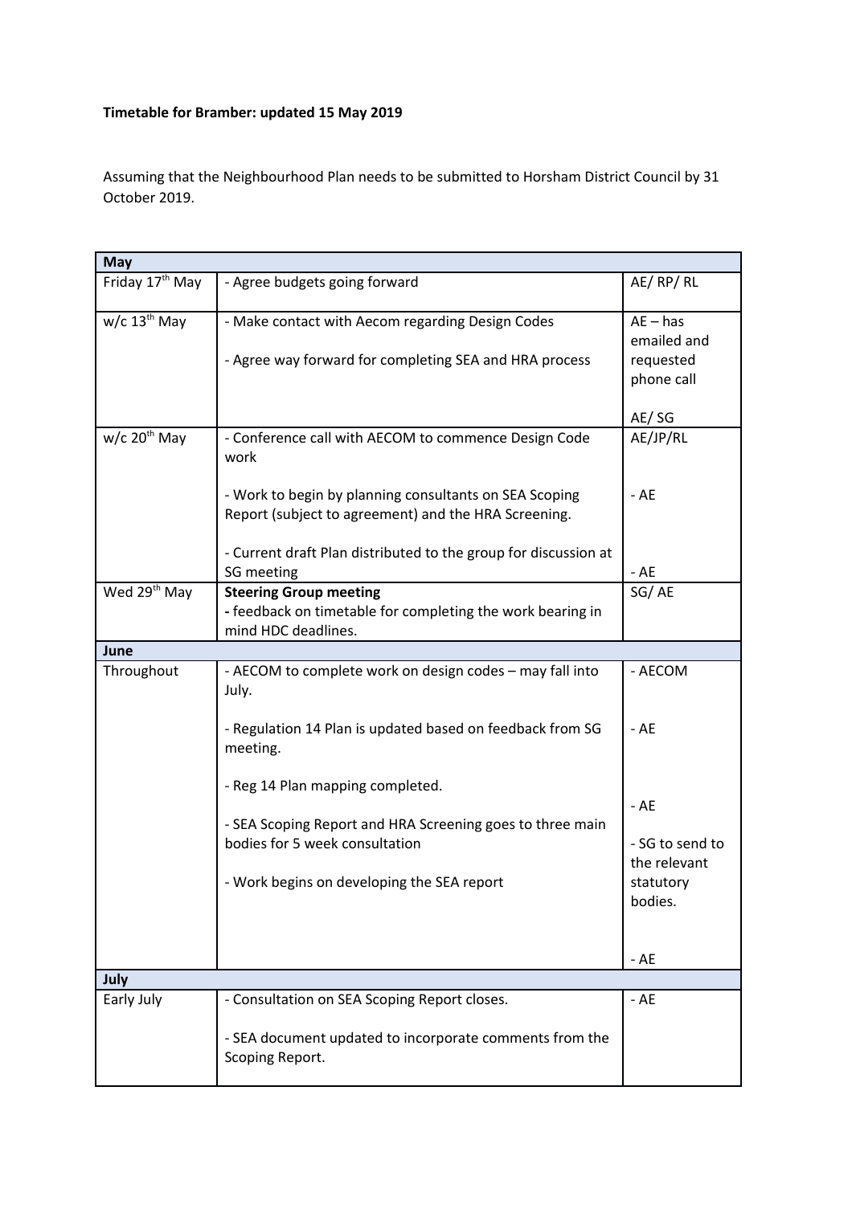**Timetable for Bramber: updated 15 May 2019**

Assuming that the Neighbourhood Plan needs to be submitted to Horsham District Council by 31 October 2019.

| **May** | | |
|---|---|---|
| Friday 17th May | - Agree budgets going forward | AE/ RP/ RL |
| w/c 13th May | - Make contact with Aecom regarding Design Codes<br><br>- Agree way forward for completing SEA and HRA process | AE – has emailed and requested phone call<br><br>AE/ SG |
| w/c 20th May | - Conference call with AECOM to commence Design Code work<br><br>- Work to begin by planning consultants on SEA Scoping Report (subject to agreement) and the HRA Screening.<br><br>- Current draft Plan distributed to the group for discussion at SG meeting | AE/JP/RL<br><br>- AE<br><br>- AE |
| Wed 29th May | **Steering Group meeting**<br>- feedback on timetable for completing the work bearing in mind HDC deadlines. | SG/ AE |
| **June** | | |
| Throughout | - AECOM to complete work on design codes – may fall into July.<br><br>- Regulation 14 Plan is updated based on feedback from SG meeting.<br><br>- Reg 14 Plan mapping completed.<br><br>- SEA Scoping Report and HRA Screening goes to three main bodies for 5 week consultation<br><br>- Work begins on developing the SEA report | - AECOM<br><br>- AE<br><br>- AE<br><br>- SG to send to the relevant statutory bodies.<br><br>- AE |
| **July** | | |
| Early July | - Consultation on SEA Scoping Report closes.<br><br>- SEA document updated to incorporate comments from the Scoping Report. | - AE |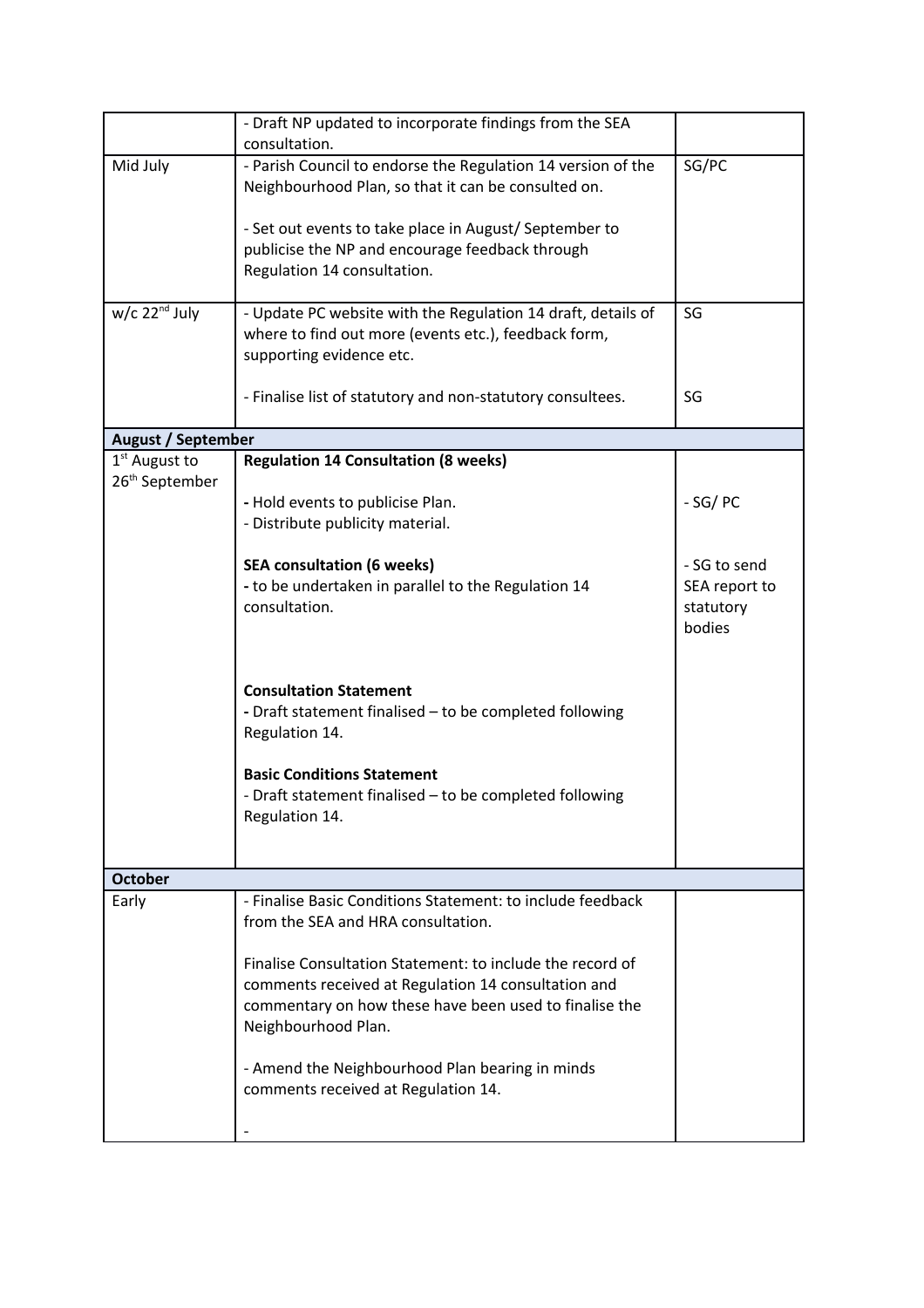| | | |
|---|---|---|
| | - Draft NP updated to incorporate findings from the SEA consultation. | |
| Mid July | - Parish Council to endorse the Regulation 14 version of the Neighbourhood Plan, so that it can be consulted on.<br><br>- Set out events to take place in August/ September to publicise the NP and encourage feedback through Regulation 14 consultation. | SG/PC |
| w/c 22nd July | - Update PC website with the Regulation 14 draft, details of where to find out more (events etc.), feedback form, supporting evidence etc.<br><br>- Finalise list of statutory and non-statutory consultees. | SG<br><br>SG |
| **August / September** | | |
| 1st August to 26th September | **Regulation 14 Consultation (8 weeks)**<br><br>- Hold events to publicise Plan.<br>- Distribute publicity material.<br><br>**SEA consultation (6 weeks)**<br>- to be undertaken in parallel to the Regulation 14 consultation.<br><br>**Consultation Statement**<br>- Draft statement finalised – to be completed following Regulation 14.<br><br>**Basic Conditions Statement**<br>- Draft statement finalised – to be completed following Regulation 14. | - SG/ PC<br><br>- SG to send SEA report to statutory bodies |
| **October** | | |
| Early | - Finalise Basic Conditions Statement: to include feedback from the SEA and HRA consultation.<br><br>Finalise Consultation Statement: to include the record of comments received at Regulation 14 consultation and commentary on how these have been used to finalise the Neighbourhood Plan.<br><br>- Amend the Neighbourhood Plan bearing in minds comments received at Regulation 14.<br><br>- | |